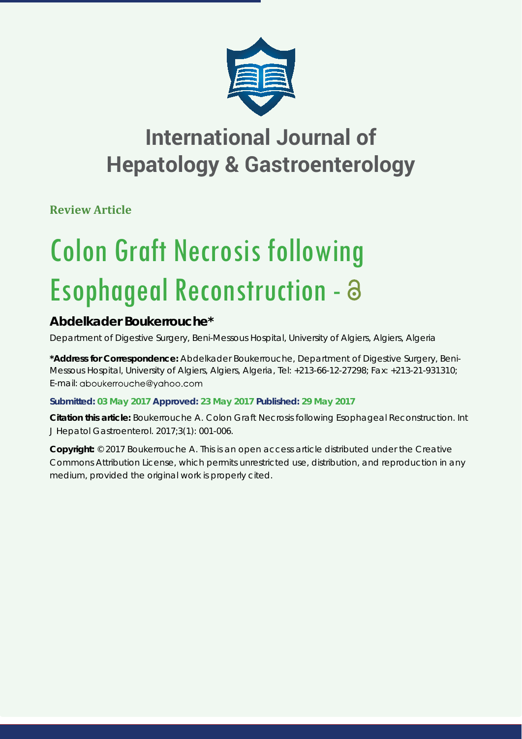# International Journal of Hepatology & Gastroenterology

**Review Article**

# Colon Graft Necrosis following Esophageal Reconstruction

## Abdelkader Boukerrouche*

Department of Digestive Surgery, Beni-Messous Hospital, University of Algiers, Algiers, Algeria

**\*Address for Correspondence:** Abdelkader Boukerrouche, Department of Digestive Surgery, Beni-Messous Hospital, University of Algiers, Algiers, Algeria, Tel: +213-66-12-27298; Fax: +213-21-931310; E-mail: aboukerrouche@yahoo.com

**Submitted: 03 May 2017 Approved: 23 May 2017 Published: 29 May 2017**

**Citation this article:** Boukerrouche A. Colon Graft Necrosis following Esophageal Reconstruction. Int J Hepatol Gastroenterol. 2017;3(1): 001-006.

**Copyright:** © 2017 Boukerrouche A. This is an open access article distributed under the Creative Commons Attribution License, which permits unrestricted use, distribution, and reproduction in any medium, provided the original work is properly cited.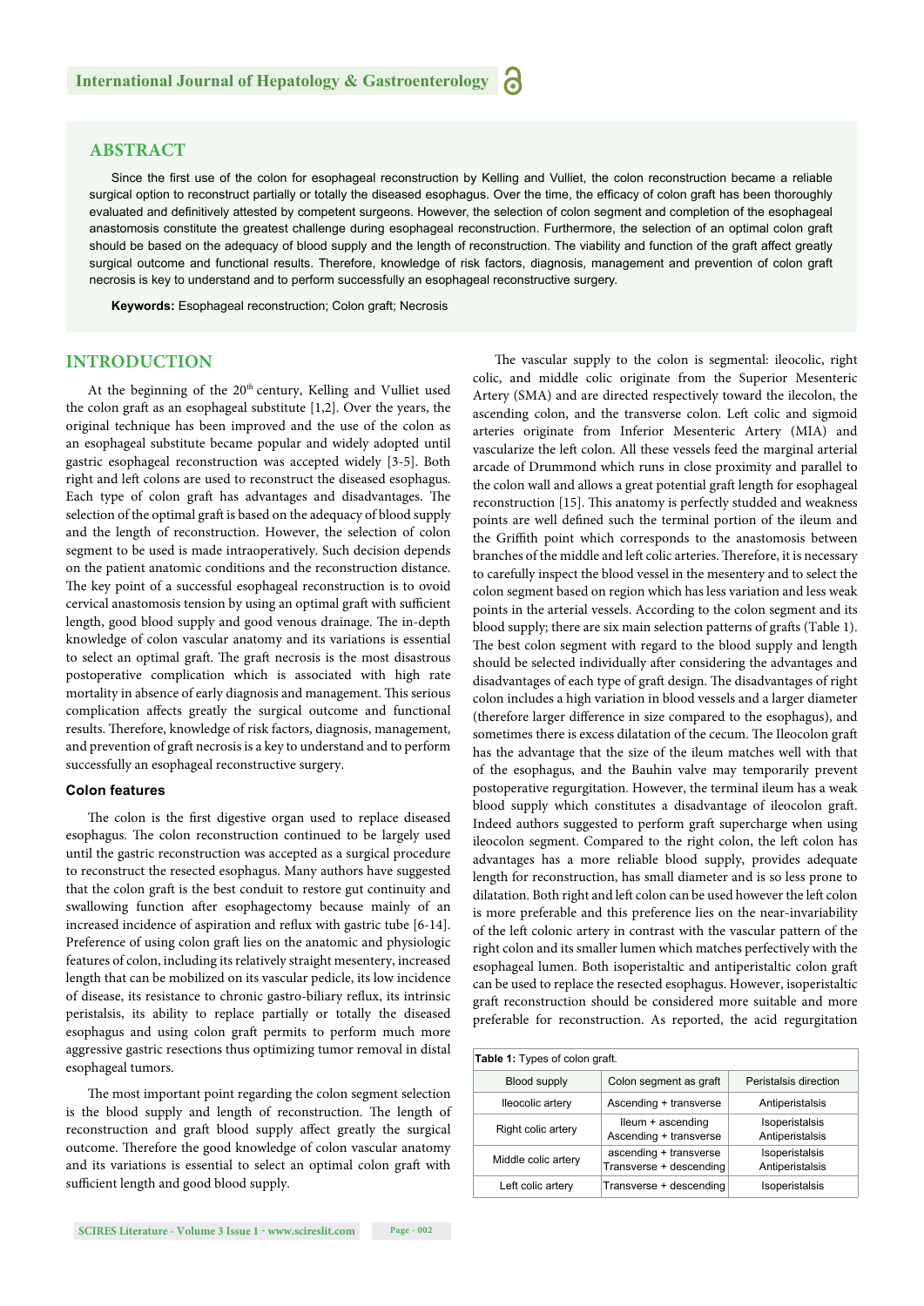## ABSTRACT

Since the first use of the colon for esophageal reconstruction by Kelling and Vulliet, the colon reconstruction became a reliable surgical option to reconstruct partially or totally the diseased esophagus. Over the time, the efficacy of colon graft has been thoroughly evaluated and definitively attested by competent surgeons. However, the selection of colon segment and completion of the esophageal anastomosis constitute the greatest challenge during esophageal reconstruction. Furthermore, the selection of an optimal colon graft should be based on the adequacy of blood supply and the length of reconstruction. The viability and function of the graft affect greatly surgical outcome and functional results. Therefore, knowledge of risk factors, diagnosis, management and prevention of colon graft necrosis is key to understand and to perform successfully an esophageal reconstructive surgery.

**Keywords:** Esophageal reconstruction; Colon graft; Necrosis

## INTRODUCTION

At the beginning of the 20th century, Kelling and Vulliet used the colon graft as an esophageal substitute [1,2]. Over the years, the original technique has been improved and the use of the colon as an esophageal substitute became popular and widely adopted until gastric esophageal reconstruction was accepted widely [3-5]. Both right and left colons are used to reconstruct the diseased esophagus. Each type of colon graft has advantages and disadvantages. The selection of the optimal graft is based on the adequacy of blood supply and the length of reconstruction. However, the selection of colon segment to be used is made intraoperatively. Such decision depends on the patient anatomic conditions and the reconstruction distance. The key point of a successful esophageal reconstruction is to ovoid cervical anastomosis tension by using an optimal graft with sufficient length, good blood supply and good venous drainage. The in-depth knowledge of colon vascular anatomy and its variations is essential to select an optimal graft. The graft necrosis is the most disastrous postoperative complication which is associated with high rate mortality in absence of early diagnosis and management. This serious complication affects greatly the surgical outcome and functional results. Therefore, knowledge of risk factors, diagnosis, management, and prevention of graft necrosis is a key to understand and to perform successfully an esophageal reconstructive surgery.

### Colon features

The colon is the first digestive organ used to replace diseased esophagus. The colon reconstruction continued to be largely used until the gastric reconstruction was accepted as a surgical procedure to reconstruct the resected esophagus. Many authors have suggested that the colon graft is the best conduit to restore gut continuity and swallowing function after esophagectomy because mainly of an increased incidence of aspiration and reflux with gastric tube [6-14]. Preference of using colon graft lies on the anatomic and physiologic features of colon, including its relatively straight mesentery, increased length that can be mobilized on its vascular pedicle, its low incidence of disease, its resistance to chronic gastro-biliary reflux, its intrinsic peristalsis, its ability to replace partially or totally the diseased esophagus and using colon graft permits to perform much more aggressive gastric resections thus optimizing tumor removal in distal esophageal tumors.

The most important point regarding the colon segment selection is the blood supply and length of reconstruction. The length of reconstruction and graft blood supply affect greatly the surgical outcome. Therefore the good knowledge of colon vascular anatomy and its variations is essential to select an optimal colon graft with sufficient length and good blood supply.

The vascular supply to the colon is segmental: ileocolic, right colic, and middle colic originate from the Superior Mesenteric Artery (SMA) and are directed respectively toward the ilecolon, the ascending colon, and the transverse colon. Left colic and sigmoid arteries originate from Inferior Mesenteric Artery (MIA) and vascularize the left colon. All these vessels feed the marginal arterial arcade of Drummond which runs in close proximity and parallel to the colon wall and allows a great potential graft length for esophageal reconstruction [15]. This anatomy is perfectly studded and weakness points are well defined such the terminal portion of the ileum and the Griffith point which corresponds to the anastomosis between branches of the middle and left colic arteries. Therefore, it is necessary to carefully inspect the blood vessel in the mesentery and to select the colon segment based on region which has less variation and less weak points in the arterial vessels. According to the colon segment and its blood supply; there are six main selection patterns of grafts (Table 1). The best colon segment with regard to the blood supply and length should be selected individually after considering the advantages and disadvantages of each type of graft design. The disadvantages of right colon includes a high variation in blood vessels and a larger diameter (therefore larger difference in size compared to the esophagus), and sometimes there is excess dilatation of the cecum. The Ileocolon graft has the advantage that the size of the ileum matches well with that of the esophagus, and the Bauhin valve may temporarily prevent postoperative regurgitation. However, the terminal ileum has a weak blood supply which constitutes a disadvantage of ileocolon graft. Indeed authors suggested to perform graft supercharge when using ileocolon segment. Compared to the right colon, the left colon has advantages has a more reliable blood supply, provides adequate length for reconstruction, has small diameter and is so less prone to dilatation. Both right and left colon can be used however the left colon is more preferable and this preference lies on the near-invariability of the left colonic artery in contrast with the vascular pattern of the right colon and its smaller lumen which matches perfectively with the esophageal lumen. Both isoperistaltic and antiperistaltic colon graft can be used to replace the resected esophagus. However, isoperistaltic graft reconstruction should be considered more suitable and more preferable for reconstruction. As reported, the acid regurgitation

**Table 1:** Types of colon graft.

| Blood supply | Colon segment as graft | Peristalsis direction |
|---|---|---|
| Ileocolic artery | Ascending + transverse | Antiperistalsis |
| Right colic artery | Ileum + ascending<br>Ascending + transverse | Isoperistalsis<br>Antiperistalsis |
| Middle colic artery | ascending + transverse<br>Transverse + descending | Isoperistalsis<br>Antiperistalsis |
| Left colic artery | Transverse + descending | Isoperistalsis |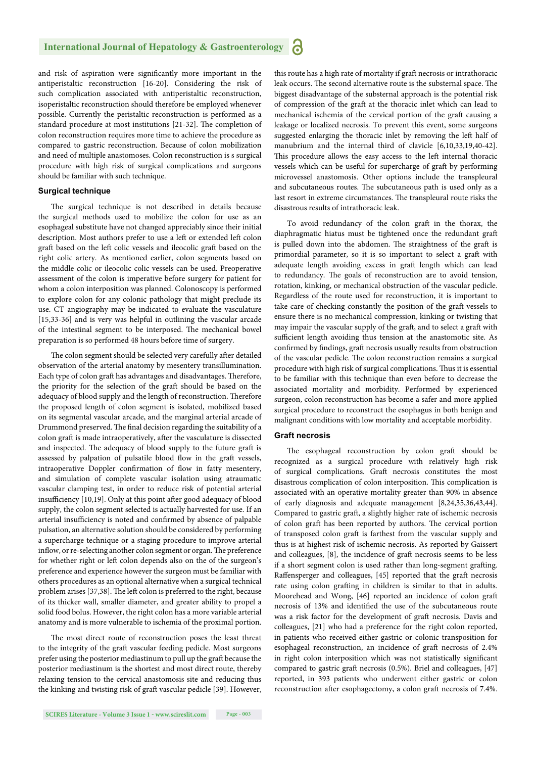and risk of aspiration were significantly more important in the antiperistaltic reconstruction [16-20]. Considering the risk of such complication associated with antiperistaltic reconstruction, isoperistaltic reconstruction should therefore be employed whenever possible. Currently the peristaltic reconstruction is performed as a standard procedure at most institutions [21-32]. The completion of colon reconstruction requires more time to achieve the procedure as compared to gastric reconstruction. Because of colon mobilization and need of multiple anastomoses. Colon reconstruction is s surgical procedure with high risk of surgical complications and surgeons should be familiar with such technique.

### Surgical technique

The surgical technique is not described in details because the surgical methods used to mobilize the colon for use as an esophageal substitute have not changed appreciably since their initial description. Most authors prefer to use a left or extended left colon graft based on the left colic vessels and ileocolic graft based on the right colic artery. As mentioned earlier, colon segments based on the middle colic or ileocolic colic vessels can be used. Preoperative assessment of the colon is imperative before surgery for patient for whom a colon interposition was planned. Colonoscopy is performed to explore colon for any colonic pathology that might preclude its use. CT angiography may be indicated to evaluate the vasculature [15,33-36] and is very was helpful in outlining the vascular arcade of the intestinal segment to be interposed. The mechanical bowel preparation is so performed 48 hours before time of surgery.

The colon segment should be selected very carefully after detailed observation of the arterial anatomy by mesentery transillumination. Each type of colon graft has advantages and disadvantages. Therefore, the priority for the selection of the graft should be based on the adequacy of blood supply and the length of reconstruction. Therefore the proposed length of colon segment is isolated, mobilized based on its segmental vascular arcade, and the marginal arterial arcade of Drummond preserved. The final decision regarding the suitability of a colon graft is made intraoperatively, after the vasculature is dissected and inspected. The adequacy of blood supply to the future graft is assessed by palpation of pulsatile blood flow in the graft vessels, intraoperative Doppler confirmation of flow in fatty mesentery, and simulation of complete vascular isolation using atraumatic vascular clamping test, in order to reduce risk of potential arterial insufficiency [10,19]. Only at this point after good adequacy of blood supply, the colon segment selected is actually harvested for use. If an arterial insufficiency is noted and confirmed by absence of palpable pulsation, an alternative solution should be considered by performing a supercharge technique or a staging procedure to improve arterial inflow, or re-selecting another colon segment or organ. The preference for whether right or left colon depends also on the of the surgeon's preference and experience however the surgeon must be familiar with others procedures as an optional alternative when a surgical technical problem arises [37,38]. The left colon is preferred to the right, because of its thicker wall, smaller diameter, and greater ability to propel a solid food bolus. However, the right colon has a more variable arterial anatomy and is more vulnerable to ischemia of the proximal portion.

The most direct route of reconstruction poses the least threat to the integrity of the graft vascular feeding pedicle. Most surgeons prefer using the posterior mediastinum to pull up the graft because the posterior mediastinum is the shortest and most direct route, thereby relaxing tension to the cervical anastomosis site and reducing thus the kinking and twisting risk of graft vascular pedicle [39]. However, this route has a high rate of mortality if graft necrosis or intrathoracic leak occurs. The second alternative route is the substernal space. The biggest disadvantage of the substernal approach is the potential risk of compression of the graft at the thoracic inlet which can lead to mechanical ischemia of the cervical portion of the graft causing a leakage or localized necrosis. To prevent this event, some surgeons suggested enlarging the thoracic inlet by removing the left half of manubrium and the internal third of clavicle [6,10,33,19,40-42]. This procedure allows the easy access to the left internal thoracic vessels which can be useful for supercharge of graft by performing microvessel anastomosis. Other options include the transpleural and subcutaneous routes. The subcutaneous path is used only as a last resort in extreme circumstances. The transpleural route risks the disastrous results of intrathoracic leak.

To avoid redundancy of the colon graft in the thorax, the diaphragmatic hiatus must be tightened once the redundant graft is pulled down into the abdomen. The straightness of the graft is primordial parameter, so it is so important to select a graft with adequate length avoiding excess in graft length which can lead to redundancy. The goals of reconstruction are to avoid tension, rotation, kinking, or mechanical obstruction of the vascular pedicle. Regardless of the route used for reconstruction, it is important to take care of checking constantly the position of the graft vessels to ensure there is no mechanical compression, kinking or twisting that may impair the vascular supply of the graft, and to select a graft with sufficient length avoiding thus tension at the anastomotic site. As confirmed by findings, graft necrosis usually results from obstruction of the vascular pedicle. The colon reconstruction remains a surgical procedure with high risk of surgical complications. Thus it is essential to be familiar with this technique than even before to decrease the associated mortality and morbidity. Performed by experienced surgeon, colon reconstruction has become a safer and more applied surgical procedure to reconstruct the esophagus in both benign and malignant conditions with low mortality and acceptable morbidity.

### Graft necrosis

The esophageal reconstruction by colon graft should be recognized as a surgical procedure with relatively high risk of surgical complications. Graft necrosis constitutes the most disastrous complication of colon interposition. This complication is associated with an operative mortality greater than 90% in absence of early diagnosis and adequate management [8,24,35,36,43,44]. Compared to gastric graft, a slightly higher rate of ischemic necrosis of colon graft has been reported by authors. The cervical portion of transposed colon graft is farthest from the vascular supply and thus is at highest risk of ischemic necrosis. As reported by Gaissert and colleagues, [8], the incidence of graft necrosis seems to be less if a short segment colon is used rather than long-segment grafting. Raffensperger and colleagues, [45] reported that the graft necrosis rate using colon grafting in children is similar to that in adults. Moorehead and Wong, [46] reported an incidence of colon graft necrosis of 13% and identified the use of the subcutaneous route was a risk factor for the development of graft necrosis. Davis and colleagues, [21] who had a preference for the right colon reported, in patients who received either gastric or colonic transposition for esophageal reconstruction, an incidence of graft necrosis of 2.4% in right colon interposition which was not statistically significant compared to gastric graft necrosis (0.5%). Briel and colleagues, [47] reported, in 393 patients who underwent either gastric or colon reconstruction after esophagectomy, a colon graft necrosis of 7.4%.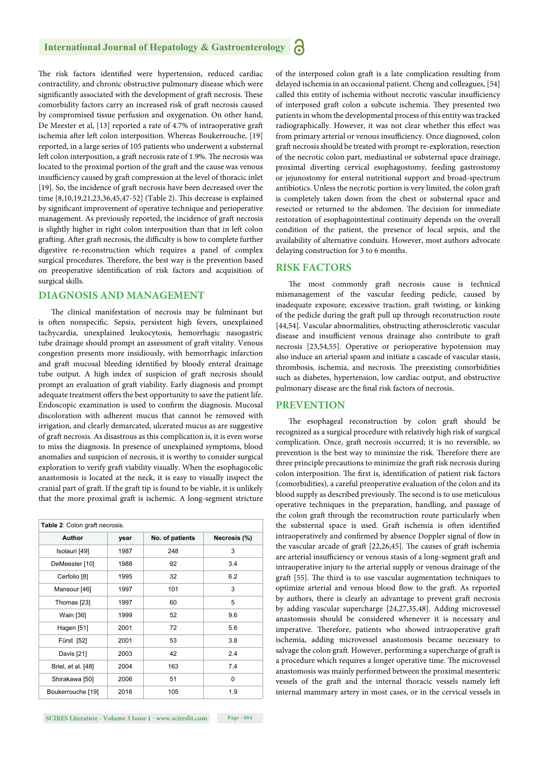The risk factors identified were hypertension, reduced cardiac contractility, and chronic obstructive pulmonary disease which were significantly associated with the development of graft necrosis. These comorbidity factors carry an increased risk of graft necrosis caused by compromised tissue perfusion and oxygenation. On other hand, De Meester et al, [13] reported a rate of 4.7% of intraoperative graft ischemia after left colon interposition. Whereas Boukerrouche, [19] reported, in a large series of 105 patients who underwent a substernal left colon interposition, a graft necrosis rate of 1.9%. The necrosis was located to the proximal portion of the graft and the cause was venous insufficiency caused by graft compression at the level of thoracic inlet [19]. So, the incidence of graft necrosis have been decreased over the time [8,10,19,21,23,36,45,47-52] (Table 2). This decrease is explained by significant improvement of operative technique and perioperative management. As previously reported, the incidence of graft necrosis is slightly higher in right colon interposition than that in left colon grafting. After graft necrosis, the difficulty is how to complete further digestive re-reconstruction which requires a panel of complex surgical procedures. Therefore, the best way is the prevention based on preoperative identification of risk factors and acquisition of surgical skills.

## DIAGNOSIS AND MANAGEMENT

The clinical manifestation of necrosis may be fulminant but is often nonspecific. Sepsis, persistent high fevers, unexplained tachycardia, unexplained leukocytosis, hemorrhagic nasogastric tube drainage should prompt an assessment of graft vitality. Venous congestion presents more insidiously, with hemorrhagic infarction and graft mucosal bleeding identified by bloody enteral drainage tube output. A high index of suspicion of graft necrosis should prompt an evaluation of graft viability. Early diagnosis and prompt adequate treatment offers the best opportunity to save the patient life. Endoscopic examination is used to confirm the diagnosis. Mucosal discoloration with adherent mucus that cannot be removed with irrigation, and clearly demarcated, ulcerated mucus as are suggestive of graft necrosis. As disastrous as this complication is, it is even worse to miss the diagnosis. In presence of unexplained symptoms, blood anomalies and suspicion of necrosis, it is worthy to consider surgical exploration to verify graft viability visually. When the esophagocolic anastomosis is located at the neck, it is easy to visually inspect the cranial part of graft. If the graft tip is found to be viable, it is unlikely that the more proximal graft is ischemic. A long-segment stricture of the interposed colon graft is a late complication resulting from delayed ischemia in an occasional patient. Cheng and colleagues, [54] called this entity of ischemia without necrotic vascular insufficiency of interposed graft colon a subcute ischemia. They presented two patients in whom the developmental process of this entity was tracked radiographically. However, it was not clear whether this effect was from primary arterial or venous insufficiency. Once diagnosed, colon graft necrosis should be treated with prompt re-exploration, resection of the necrotic colon part, mediastinal or substernal space drainage, proximal diverting cervical esophagostomy, feeding gastrostomy or jejunostomy for enteral nutritional support and broad-spectrum antibiotics. Unless the necrotic portion is very limited, the colon graft is completely taken down from the chest or substernal space and resected or returned to the abdomen. The decision for immediate restoration of esophagointestinal continuity depends on the overall condition of the patient, the presence of local sepsis, and the availability of alternative conduits. However, most authors advocate delaying construction for 3 to 6 months.

**Table 2**: Colon graft necrosis.

| Author | year | No. of patients | Necrosis (%) |
|---|---|---|---|
| Isolauri [49] | 1987 | 248 | 3 |
| DeMeester [10] | 1988 | 92 | 3.4 |
| Cerfolio [8] | 1995 | 32 | 6.2 |
| Mansour [46] | 1997 | 101 | 3 |
| Thomas [23] | 1997 | 60 | 5 |
| Wain [36] | 1999 | 52 | 9.6 |
| Hagen [51] | 2001 | 72 | 5.6 |
| Fürst [52] | 2001 | 53 | 3.8 |
| Davis [21] | 2003 | 42 | 2.4 |
| Briel, et al. [48] | 2004 | 163 | 7.4 |
| Shirakawa [50] | 2006 | 51 | 0 |
| Boukerrouche [19] | 2016 | 105 | 1.9 |

## RISK FACTORS

The most commonly graft necrosis cause is technical mismanagement of the vascular feeding pedicle, caused by inadequate exposure; excessive traction, graft twisting, or kinking of the pedicle during the graft pull up through reconstruction route [44,54]. Vascular abnormalities, obstructing atherosclerotic vascular disease and insufficient venous drainage also contribute to graft necrosis [23,54,55]. Operative or perioperative hypotension may also induce an arterial spasm and initiate a cascade of vascular stasis, thrombosis, ischemia, and necrosis. The preexisting comorbidities such as diabetes, hypertension, low cardiac output, and obstructive pulmonary disease are the final risk factors of necrosis.

## PREVENTION

The esophageal reconstruction by colon graft should be recognized as a surgical procedure with relatively high risk of surgical complication. Once, graft necrosis occurred; it is no reversible, so prevention is the best way to minimize the risk. Therefore there are three principle precautions to minimize the graft risk necrosis during colon interposition. The first is, identification of patient risk factors (comorbidities), a careful preoperative evaluation of the colon and its blood supply as described previously. The second is to use meticulous operative techniques in the preparation, handling, and passage of the colon graft through the reconstruction route particularly when the substernal space is used. Graft ischemia is often identified intraoperatively and confirmed by absence Doppler signal of flow in the vascular arcade of graft [22,26,45]. The causes of graft ischemia are arterial insufficiency or venous stasis of a long-segment graft and intraoperative injury to the arterial supply or venous drainage of the graft [55]. The third is to use vascular augmentation techniques to optimize arterial and venous blood flow to the graft. As reported by authors, there is clearly an advantage to prevent graft necrosis by adding vascular supercharge [24,27,35,48]. Adding microvessel anastomosis should be considered whenever it is necessary and imperative. Therefore, patients who showed intraoperative graft ischemia, adding microvessel anastomosis became necessary to salvage the colon graft. However, performing a supercharge of graft is a procedure which requires a longer operative time. The microvessel anastomosis was mainly performed between the proximal mesenteric vessels of the graft and the internal thoracic vessels namely left internal mammary artery in most cases, or in the cervical vessels in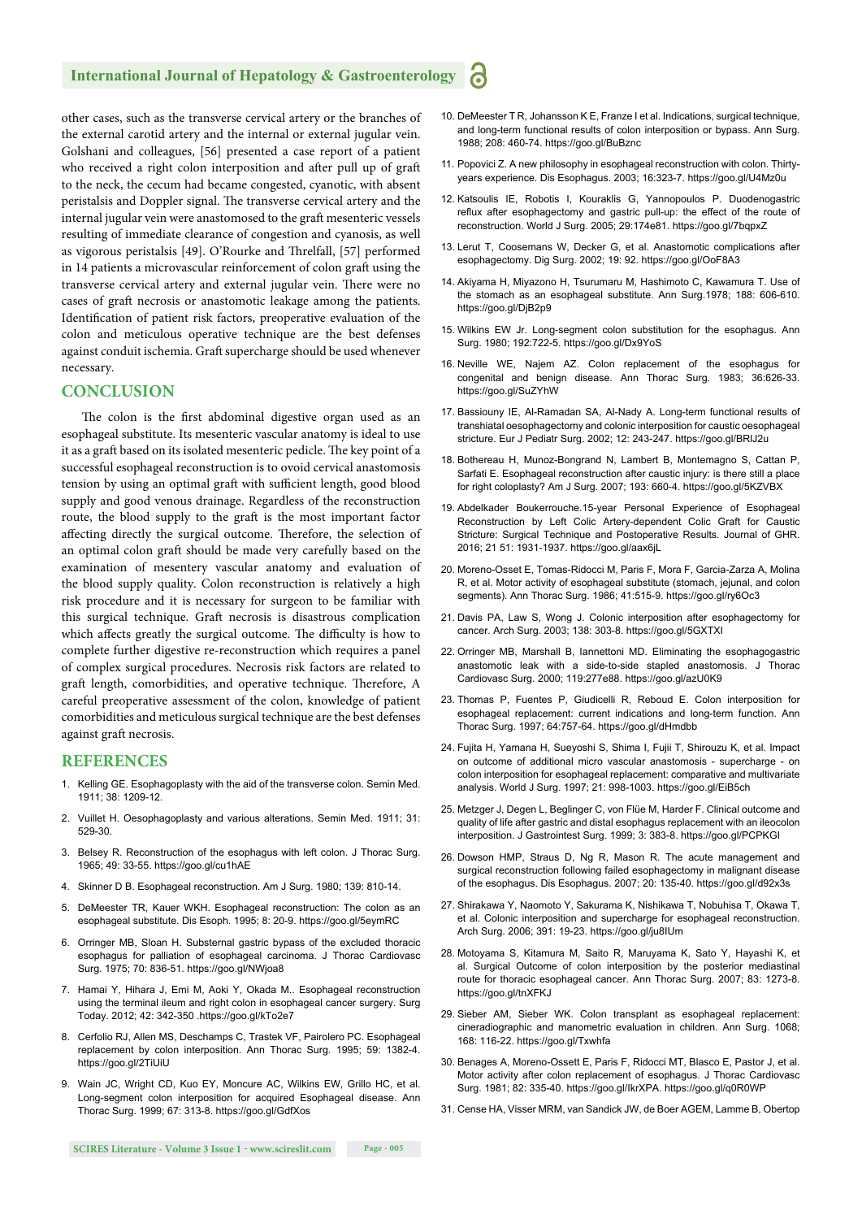other cases, such as the transverse cervical artery or the branches of the external carotid artery and the internal or external jugular vein. Golshani and colleagues, [56] presented a case report of a patient who received a right colon interposition and after pull up of graft to the neck, the cecum had became congested, cyanotic, with absent peristalsis and Doppler signal. The transverse cervical artery and the internal jugular vein were anastomosed to the graft mesenteric vessels resulting of immediate clearance of congestion and cyanosis, as well as vigorous peristalsis [49]. O'Rourke and Threlfall, [57] performed in 14 patients a microvascular reinforcement of colon graft using the transverse cervical artery and external jugular vein. There were no cases of graft necrosis or anastomotic leakage among the patients. Identification of patient risk factors, preoperative evaluation of the colon and meticulous operative technique are the best defenses against conduit ischemia. Graft supercharge should be used whenever necessary.

## CONCLUSION

The colon is the first abdominal digestive organ used as an esophageal substitute. Its mesenteric vascular anatomy is ideal to use it as a graft based on its isolated mesenteric pedicle. The key point of a successful esophageal reconstruction is to ovoid cervical anastomosis tension by using an optimal graft with sufficient length, good blood supply and good venous drainage. Regardless of the reconstruction route, the blood supply to the graft is the most important factor affecting directly the surgical outcome. Therefore, the selection of an optimal colon graft should be made very carefully based on the examination of mesentery vascular anatomy and evaluation of the blood supply quality. Colon reconstruction is relatively a high risk procedure and it is necessary for surgeon to be familiar with this surgical technique. Graft necrosis is disastrous complication which affects greatly the surgical outcome. The difficulty is how to complete further digestive re-reconstruction which requires a panel of complex surgical procedures. Necrosis risk factors are related to graft length, comorbidities, and operative technique. Therefore, A careful preoperative assessment of the colon, knowledge of patient comorbidities and meticulous surgical technique are the best defenses against graft necrosis.

## REFERENCES

1. Kelling GE. Esophagoplasty with the aid of the transverse colon. Semin Med. 1911; 38: 1209-12.
2. Vuillet H. Oesophagoplasty and various alterations. Semin Med. 1911; 31: 529-30.
3. Belsey R. Reconstruction of the esophagus with left colon. J Thorac Surg. 1965; 49: 33-55. https://goo.gl/cu1hAE
4. Skinner D B. Esophageal reconstruction. Am J Surg. 1980; 139: 810-14.
5. DeMeester TR, Kauer WKH. Esophageal reconstruction: The colon as an esophageal substitute. Dis Esoph. 1995; 8: 20-9. https://goo.gl/5eymRC
6. Orringer MB, Sloan H. Substernal gastric bypass of the excluded thoracic esophagus for palliation of esophageal carcinoma. J Thorac Cardiovasc Surg. 1975; 70: 836-51. https://goo.gl/NWjoa8
7. Hamai Y, Hihara J, Emi M, Aoki Y, Okada M.. Esophageal reconstruction using the terminal ileum and right colon in esophageal cancer surgery. Surg Today. 2012; 42: 342-350 .https://goo.gl/kTo2e7
8. Cerfolio RJ, Allen MS, Deschamps C, Trastek VF, Pairolero PC. Esophageal replacement by colon interposition. Ann Thorac Surg. 1995; 59: 1382-4. https://goo.gl/2TiUiU
9. Wain JC, Wright CD, Kuo EY, Moncure AC, Wilkins EW, Grillo HC, et al. Long-segment colon interposition for acquired Esophageal disease. Ann Thorac Surg. 1999; 67: 313-8. https://goo.gl/GdfXos
10. DeMeester T R, Johansson K E, Franze I et al. Indications, surgical technique, and long-term functional results of colon interposition or bypass. Ann Surg. 1988; 208: 460-74. https://goo.gl/BuBznc
11. Popovici Z. A new philosophy in esophageal reconstruction with colon. Thirty-years experience. Dis Esophagus. 2003; 16:323-7. https://goo.gl/U4Mz0u
12. Katsoulis IE, Robotis I, Kouraklis G, Yannopoulos P. Duodenogastric reflux after esophagectomy and gastric pull-up: the effect of the route of reconstruction. World J Surg. 2005; 29:174e81. https://goo.gl/7bqpxZ
13. Lerut T, Coosemans W, Decker G, et al. Anastomotic complications after esophagectomy. Dig Surg. 2002; 19: 92. https://goo.gl/OoF8A3
14. Akiyama H, Miyazono H, Tsurumaru M, Hashimoto C, Kawamura T. Use of the stomach as an esophageal substitute. Ann Surg.1978; 188: 606-610. https://goo.gl/DjB2p9
15. Wilkins EW Jr. Long-segment colon substitution for the esophagus. Ann Surg. 1980; 192:722-5. https://goo.gl/Dx9YoS
16. Neville WE, Najem AZ. Colon replacement of the esophagus for congenital and benign disease. Ann Thorac Surg. 1983; 36:626-33. https://goo.gl/SuZYhW
17. Bassiouny IE, Al-Ramadan SA, Al-Nady A. Long-term functional results of transhiatal oesophagectomy and colonic interposition for caustic oesophageal stricture. Eur J Pediatr Surg. 2002; 12: 243-247. https://goo.gl/BRIJ2u
18. Bothereau H, Munoz-Bongrand N, Lambert B, Montemagno S, Cattan P, Sarfati E. Esophageal reconstruction after caustic injury: is there still a place for right coloplasty? Am J Surg. 2007; 193: 660-4. https://goo.gl/5KZVBX
19. Abdelkader Boukerrouche.15-year Personal Experience of Esophageal Reconstruction by Left Colic Artery-dependent Colic Graft for Caustic Stricture: Surgical Technique and Postoperative Results. Journal of GHR. 2016; 21 51: 1931-1937. https://goo.gl/aax6jL
20. Moreno-Osset E, Tomas-Ridocci M, Paris F, Mora F, Garcia-Zarza A, Molina R, et al. Motor activity of esophageal substitute (stomach, jejunal, and colon segments). Ann Thorac Surg. 1986; 41:515-9. https://goo.gl/ry6Oc3
21. Davis PA, Law S, Wong J. Colonic interposition after esophagectomy for cancer. Arch Surg. 2003; 138: 303-8. https://goo.gl/5GXTXI
22. Orringer MB, Marshall B, Iannettoni MD. Eliminating the esophagogastric anastomotic leak with a side-to-side stapled anastomosis. J Thorac Cardiovasc Surg. 2000; 119:277e88. https://goo.gl/azU0K9
23. Thomas P, Fuentes P, Giudicelli R, Reboud E. Colon interposition for esophageal replacement: current indications and long-term function. Ann Thorac Surg. 1997; 64:757-64. https://goo.gl/dHmdbb
24. Fujita H, Yamana H, Sueyoshi S, Shima I, Fujii T, Shirouzu K, et al. Impact on outcome of additional micro vascular anastomosis - supercharge - on colon interposition for esophageal replacement: comparative and multivariate analysis. World J Surg. 1997; 21: 998-1003. https://goo.gl/EiB5ch
25. Metzger J, Degen L, Beglinger C, von Flüe M, Harder F. Clinical outcome and quality of life after gastric and distal esophagus replacement with an ileocolon interposition. J Gastrointest Surg. 1999; 3: 383-8. https://goo.gl/PCPKGl
26. Dowson HMP, Straus D, Ng R, Mason R. The acute management and surgical reconstruction following failed esophagectomy in malignant disease of the esophagus. Dis Esophagus. 2007; 20: 135-40. https://goo.gl/d92x3s
27. Shirakawa Y, Naomoto Y, Sakurama K, Nishikawa T, Nobuhisa T, Okawa T, et al. Colonic interposition and supercharge for esophageal reconstruction. Arch Surg. 2006; 391: 19-23. https://goo.gl/ju8IUm
28. Motoyama S, Kitamura M, Saito R, Maruyama K, Sato Y, Hayashi K, et al. Surgical Outcome of colon interposition by the posterior mediastinal route for thoracic esophageal cancer. Ann Thorac Surg. 2007; 83: 1273-8. https://goo.gl/tnXFKJ
29. Sieber AM, Sieber WK. Colon transplant as esophageal replacement: cineradiographic and manometric evaluation in children. Ann Surg. 1068; 168: 116-22. https://goo.gl/Txwhfa
30. Benages A, Moreno-Ossett E, Paris F, Ridocci MT, Blasco E, Pastor J, et al. Motor activity after colon replacement of esophagus. J Thorac Cardiovasc Surg. 1981; 82: 335-40. https://goo.gl/IkrXPA. https://goo.gl/q0R0WP
31. Cense HA, Visser MRM, van Sandick JW, de Boer AGEM, Lamme B, Obertop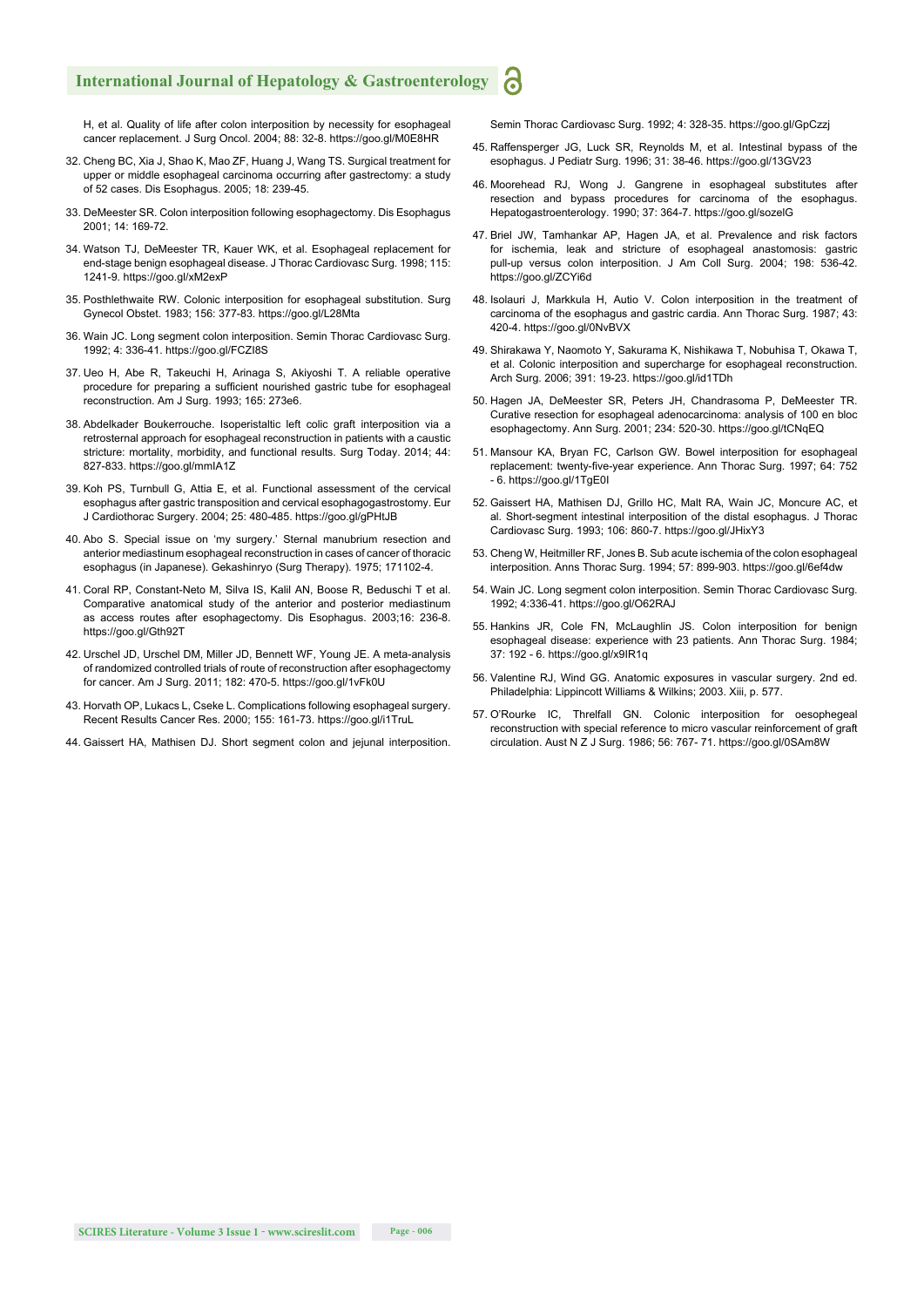H, et al. Quality of life after colon interposition by necessity for esophageal cancer replacement. J Surg Oncol. 2004; 88: 32-8. https://goo.gl/M0E8HR

32. Cheng BC, Xia J, Shao K, Mao ZF, Huang J, Wang TS. Surgical treatment for upper or middle esophageal carcinoma occurring after gastrectomy: a study of 52 cases. Dis Esophagus. 2005; 18: 239-45.

33. DeMeester SR. Colon interposition following esophagectomy. Dis Esophagus 2001; 14: 169-72.

34. Watson TJ, DeMeester TR, Kauer WK, et al. Esophageal replacement for end-stage benign esophageal disease. J Thorac Cardiovasc Surg. 1998; 115: 1241-9. https://goo.gl/xM2exP

35. Posthlethwaite RW. Colonic interposition for esophageal substitution. Surg Gynecol Obstet. 1983; 156: 377-83. https://goo.gl/L28Mta

36. Wain JC. Long segment colon interposition. Semin Thorac Cardiovasc Surg. 1992; 4: 336-41. https://goo.gl/FCZI8S

37. Ueo H, Abe R, Takeuchi H, Arinaga S, Akiyoshi T. A reliable operative procedure for preparing a sufficient nourished gastric tube for esophageal reconstruction. Am J Surg. 1993; 165: 273e6.

38. Abdelkader Boukerrouche. Isoperistaltic left colic graft interposition via a retrosternal approach for esophageal reconstruction in patients with a caustic stricture: mortality, morbidity, and functional results. Surg Today. 2014; 44: 827-833. https://goo.gl/mmIA1Z

39. Koh PS, Turnbull G, Attia E, et al. Functional assessment of the cervical esophagus after gastric transposition and cervical esophagogastrostomy. Eur J Cardiothorac Surgery. 2004; 25: 480-485. https://goo.gl/gPHtJB

40. Abo S. Special issue on 'my surgery.' Sternal manubrium resection and anterior mediastinum esophageal reconstruction in cases of cancer of thoracic esophagus (in Japanese). Gekashinryo (Surg Therapy). 1975; 171102-4.

41. Coral RP, Constant-Neto M, Silva IS, Kalil AN, Boose R, Beduschi T et al. Comparative anatomical study of the anterior and posterior mediastinum as access routes after esophagectomy. Dis Esophagus. 2003;16: 236-8. https://goo.gl/Gth92T

42. Urschel JD, Urschel DM, Miller JD, Bennett WF, Young JE. A meta-analysis of randomized controlled trials of route of reconstruction after esophagectomy for cancer. Am J Surg. 2011; 182: 470-5. https://goo.gl/1vFk0U

43. Horvath OP, Lukacs L, Cseke L. Complications following esophageal surgery. Recent Results Cancer Res. 2000; 155: 161-73. https://goo.gl/i1TruL

44. Gaissert HA, Mathisen DJ. Short segment colon and jejunal interposition. Semin Thorac Cardiovasc Surg. 1992; 4: 328-35. https://goo.gl/GpCzzj

45. Raffensperger JG, Luck SR, Reynolds M, et al. Intestinal bypass of the esophagus. J Pediatr Surg. 1996; 31: 38-46. https://goo.gl/13GV23

46. Moorehead RJ, Wong J. Gangrene in esophageal substitutes after resection and bypass procedures for carcinoma of the esophagus. Hepatogastroenterology. 1990; 37: 364-7. https://goo.gl/sozelG

47. Briel JW, Tamhankar AP, Hagen JA, et al. Prevalence and risk factors for ischemia, leak and stricture of esophageal anastomosis: gastric pull-up versus colon interposition. J Am Coll Surg. 2004; 198: 536-42. https://goo.gl/ZCYi6d

48. Isolauri J, Markkula H, Autio V. Colon interposition in the treatment of carcinoma of the esophagus and gastric cardia. Ann Thorac Surg. 1987; 43: 420-4. https://goo.gl/0NvBVX

49. Shirakawa Y, Naomoto Y, Sakurama K, Nishikawa T, Nobuhisa T, Okawa T, et al. Colonic interposition and supercharge for esophageal reconstruction. Arch Surg. 2006; 391: 19-23. https://goo.gl/id1TDh

50. Hagen JA, DeMeester SR, Peters JH, Chandrasoma P, DeMeester TR. Curative resection for esophageal adenocarcinoma: analysis of 100 en bloc esophagectomy. Ann Surg. 2001; 234: 520-30. https://goo.gl/tCNqEQ

51. Mansour KA, Bryan FC, Carlson GW. Bowel interposition for esophageal replacement: twenty-five-year experience. Ann Thorac Surg. 1997; 64: 752 - 6. https://goo.gl/1TgE0I

52. Gaissert HA, Mathisen DJ, Grillo HC, Malt RA, Wain JC, Moncure AC, et al. Short-segment intestinal interposition of the distal esophagus. J Thorac Cardiovasc Surg. 1993; 106: 860-7. https://goo.gl/JHixY3

53. Cheng W, Heitmiller RF, Jones B. Sub acute ischemia of the colon esophageal interposition. Anns Thorac Surg. 1994; 57: 899-903. https://goo.gl/6ef4dw

54. Wain JC. Long segment colon interposition. Semin Thorac Cardiovasc Surg. 1992; 4:336-41. https://goo.gl/O62RAJ

55. Hankins JR, Cole FN, McLaughlin JS. Colon interposition for benign esophageal disease: experience with 23 patients. Ann Thorac Surg. 1984; 37: 192 - 6. https://goo.gl/x9IR1q

56. Valentine RJ, Wind GG. Anatomic exposures in vascular surgery. 2nd ed. Philadelphia: Lippincott Williams & Wilkins; 2003. Xiii, p. 577.

57. O'Rourke IC, Threlfall GN. Colonic interposition for oesophegeal reconstruction with special reference to micro vascular reinforcement of graft circulation. Aust N Z J Surg. 1986; 56: 767- 71. https://goo.gl/0SAm8W